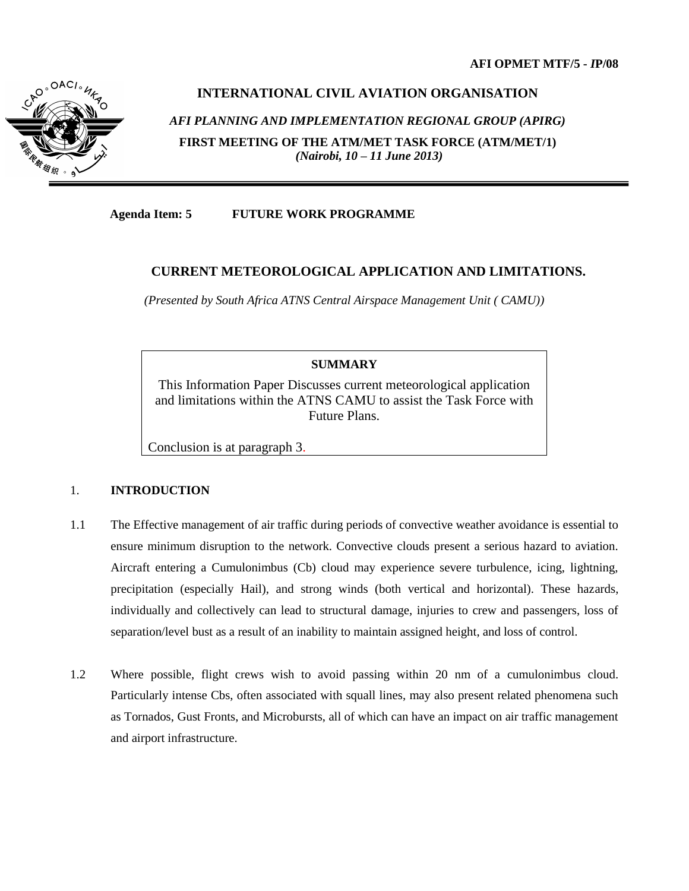**AFI OPMET MTF/5 - *IP*/08**

# INTERNATIONAL CIVIL AVIATION ORGANISATION

***AFI PLANNING AND IMPLEMENTATION REGIONAL GROUP (APIRG)***

**FIRST MEETING OF THE ATM/MET TASK FORCE (ATM/MET/1)**
***(Nairobi, 10 – 11 June 2013)***

---

**Agenda Item: 5 FUTURE WORK PROGRAMME**

## CURRENT METEOROLOGICAL APPLICATION AND LIMITATIONS.

*(Presented by South Africa ATNS Central Airspace Management Unit ( CAMU))*

**SUMMARY**

This Information Paper Discusses current meteorological application and limitations within the ATNS CAMU to assist the Task Force with Future Plans.

Conclusion is at paragraph 3.

## 1. INTRODUCTION

1.1 The Effective management of air traffic during periods of convective weather avoidance is essential to ensure minimum disruption to the network. Convective clouds present a serious hazard to aviation. Aircraft entering a Cumulonimbus (Cb) cloud may experience severe turbulence, icing, lightning, precipitation (especially Hail), and strong winds (both vertical and horizontal). These hazards, individually and collectively can lead to structural damage, injuries to crew and passengers, loss of separation/level bust as a result of an inability to maintain assigned height, and loss of control.

1.2 Where possible, flight crews wish to avoid passing within 20 nm of a cumulonimbus cloud. Particularly intense Cbs, often associated with squall lines, may also present related phenomena such as Tornados, Gust Fronts, and Microbursts, all of which can have an impact on air traffic management and airport infrastructure.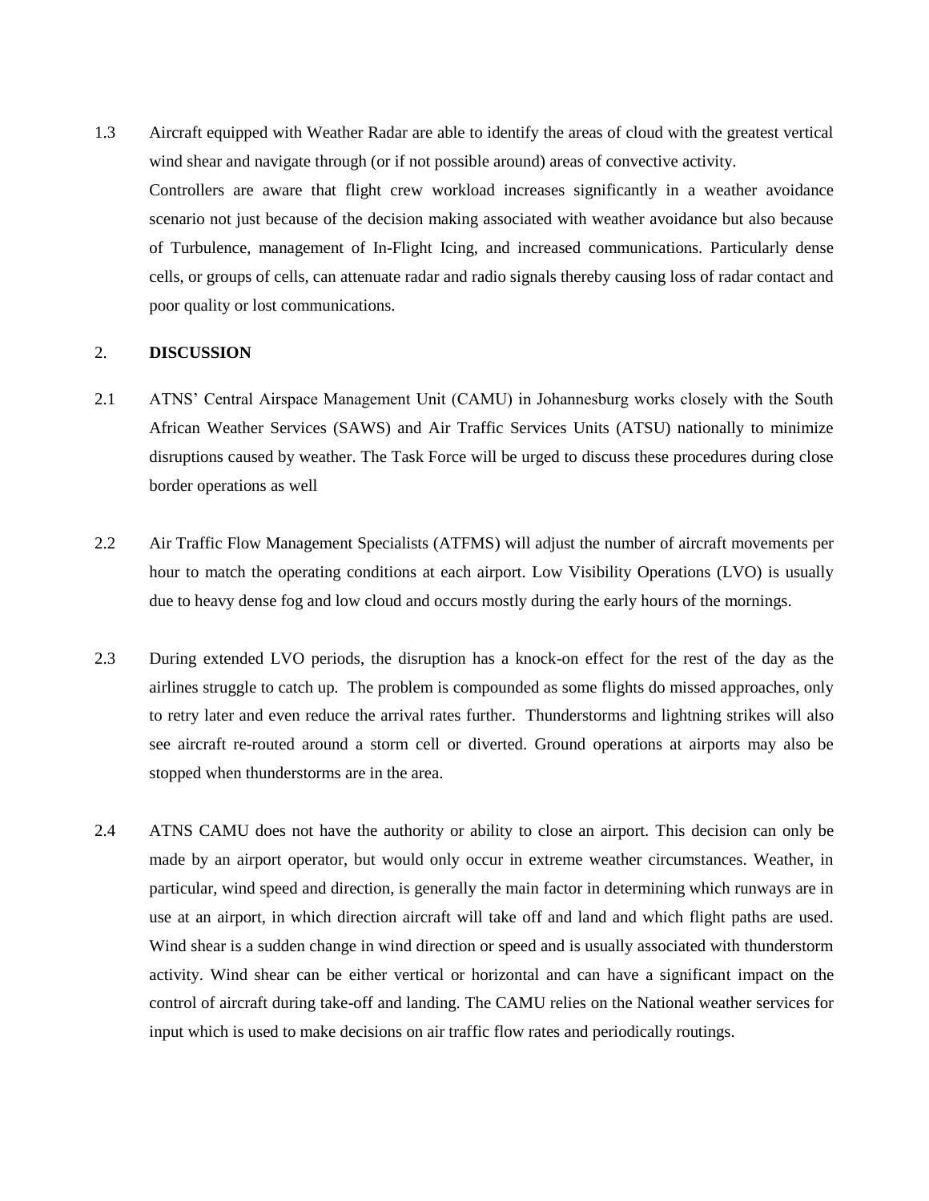1.3 Aircraft equipped with Weather Radar are able to identify the areas of cloud with the greatest vertical wind shear and navigate through (or if not possible around) areas of convective activity.

Controllers are aware that flight crew workload increases significantly in a weather avoidance scenario not just because of the decision making associated with weather avoidance but also because of Turbulence, management of In-Flight Icing, and increased communications. Particularly dense cells, or groups of cells, can attenuate radar and radio signals thereby causing loss of radar contact and poor quality or lost communications.

## 2. DISCUSSION

2.1 ATNS' Central Airspace Management Unit (CAMU) in Johannesburg works closely with the South African Weather Services (SAWS) and Air Traffic Services Units (ATSU) nationally to minimize disruptions caused by weather. The Task Force will be urged to discuss these procedures during close border operations as well

2.2 Air Traffic Flow Management Specialists (ATFMS) will adjust the number of aircraft movements per hour to match the operating conditions at each airport. Low Visibility Operations (LVO) is usually due to heavy dense fog and low cloud and occurs mostly during the early hours of the mornings.

2.3 During extended LVO periods, the disruption has a knock-on effect for the rest of the day as the airlines struggle to catch up. The problem is compounded as some flights do missed approaches, only to retry later and even reduce the arrival rates further. Thunderstorms and lightning strikes will also see aircraft re-routed around a storm cell or diverted. Ground operations at airports may also be stopped when thunderstorms are in the area.

2.4 ATNS CAMU does not have the authority or ability to close an airport. This decision can only be made by an airport operator, but would only occur in extreme weather circumstances. Weather, in particular, wind speed and direction, is generally the main factor in determining which runways are in use at an airport, in which direction aircraft will take off and land and which flight paths are used. Wind shear is a sudden change in wind direction or speed and is usually associated with thunderstorm activity. Wind shear can be either vertical or horizontal and can have a significant impact on the control of aircraft during take-off and landing. The CAMU relies on the National weather services for input which is used to make decisions on air traffic flow rates and periodically routings.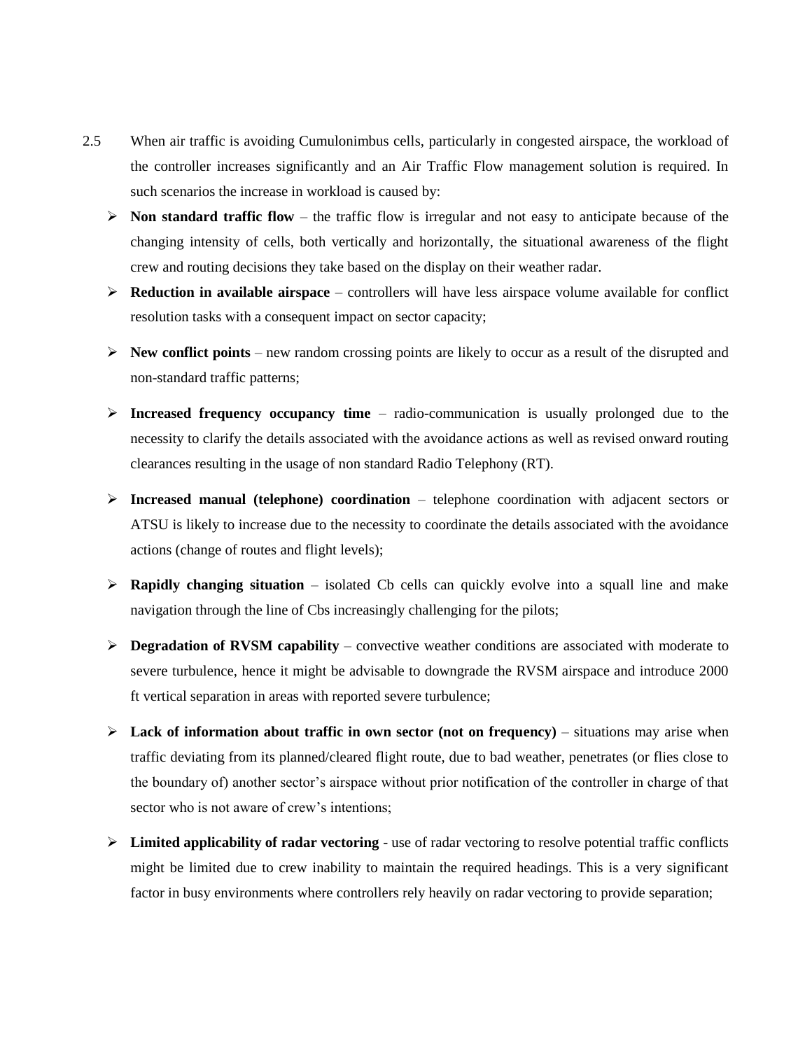2.5 When air traffic is avoiding Cumulonimbus cells, particularly in congested airspace, the workload of the controller increases significantly and an Air Traffic Flow management solution is required. In such scenarios the increase in workload is caused by:

- **Non standard traffic flow** – the traffic flow is irregular and not easy to anticipate because of the changing intensity of cells, both vertically and horizontally, the situational awareness of the flight crew and routing decisions they take based on the display on their weather radar.
- **Reduction in available airspace** – controllers will have less airspace volume available for conflict resolution tasks with a consequent impact on sector capacity;
- **New conflict points** – new random crossing points are likely to occur as a result of the disrupted and non-standard traffic patterns;
- **Increased frequency occupancy time** – radio-communication is usually prolonged due to the necessity to clarify the details associated with the avoidance actions as well as revised onward routing clearances resulting in the usage of non standard Radio Telephony (RT).
- **Increased manual (telephone) coordination** – telephone coordination with adjacent sectors or ATSU is likely to increase due to the necessity to coordinate the details associated with the avoidance actions (change of routes and flight levels);
- **Rapidly changing situation** – isolated Cb cells can quickly evolve into a squall line and make navigation through the line of Cbs increasingly challenging for the pilots;
- **Degradation of RVSM capability** – convective weather conditions are associated with moderate to severe turbulence, hence it might be advisable to downgrade the RVSM airspace and introduce 2000 ft vertical separation in areas with reported severe turbulence;
- **Lack of information about traffic in own sector (not on frequency)** – situations may arise when traffic deviating from its planned/cleared flight route, due to bad weather, penetrates (or flies close to the boundary of) another sector's airspace without prior notification of the controller in charge of that sector who is not aware of crew's intentions;
- **Limited applicability of radar vectoring** - use of radar vectoring to resolve potential traffic conflicts might be limited due to crew inability to maintain the required headings. This is a very significant factor in busy environments where controllers rely heavily on radar vectoring to provide separation;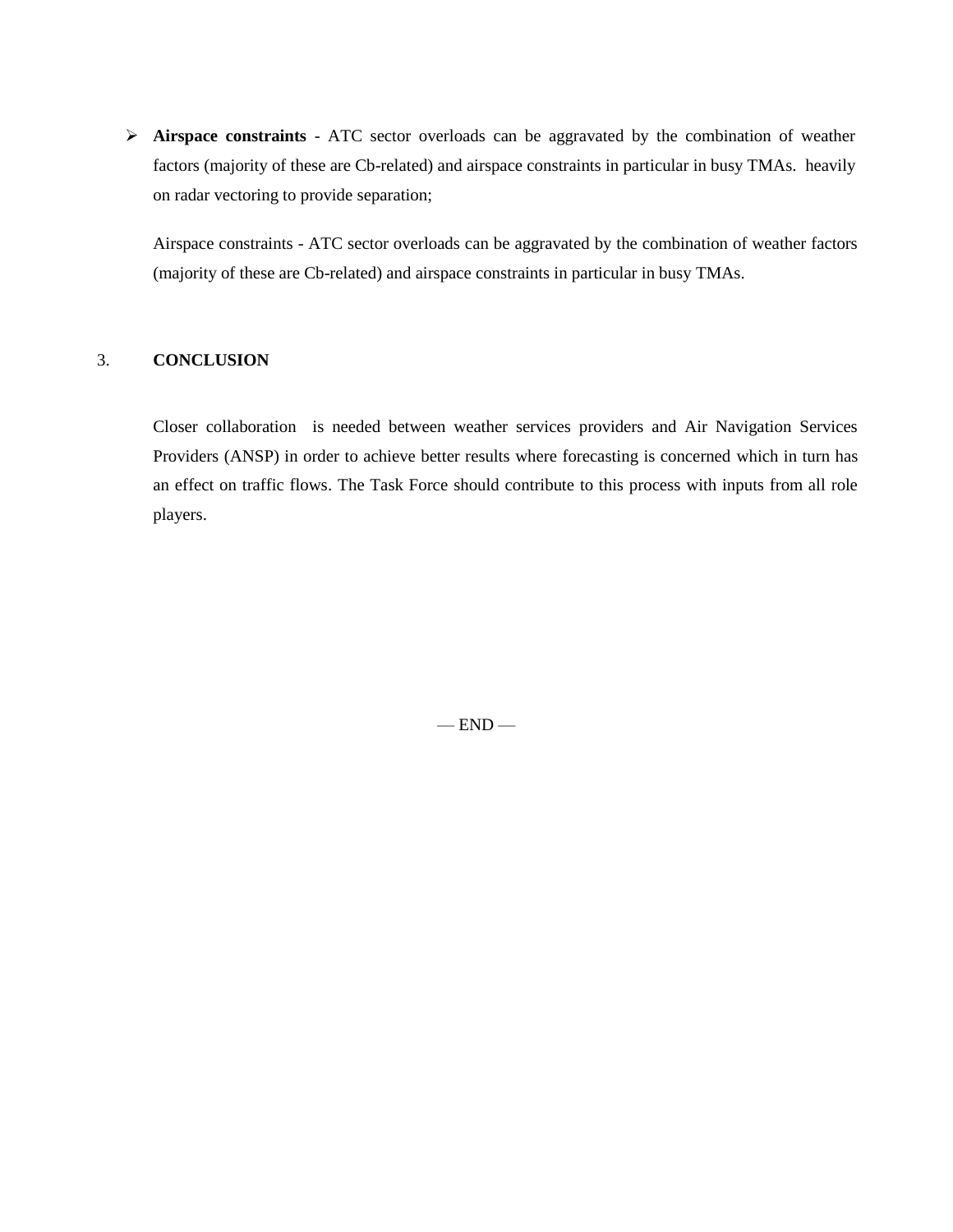- **Airspace constraints** - ATC sector overloads can be aggravated by the combination of weather factors (majority of these are Cb-related) and airspace constraints in particular in busy TMAs. heavily on radar vectoring to provide separation;

  Airspace constraints - ATC sector overloads can be aggravated by the combination of weather factors (majority of these are Cb-related) and airspace constraints in particular in busy TMAs.

## 3. CONCLUSION

Closer collaboration is needed between weather services providers and Air Navigation Services Providers (ANSP) in order to achieve better results where forecasting is concerned which in turn has an effect on traffic flows. The Task Force should contribute to this process with inputs from all role players.

— END —